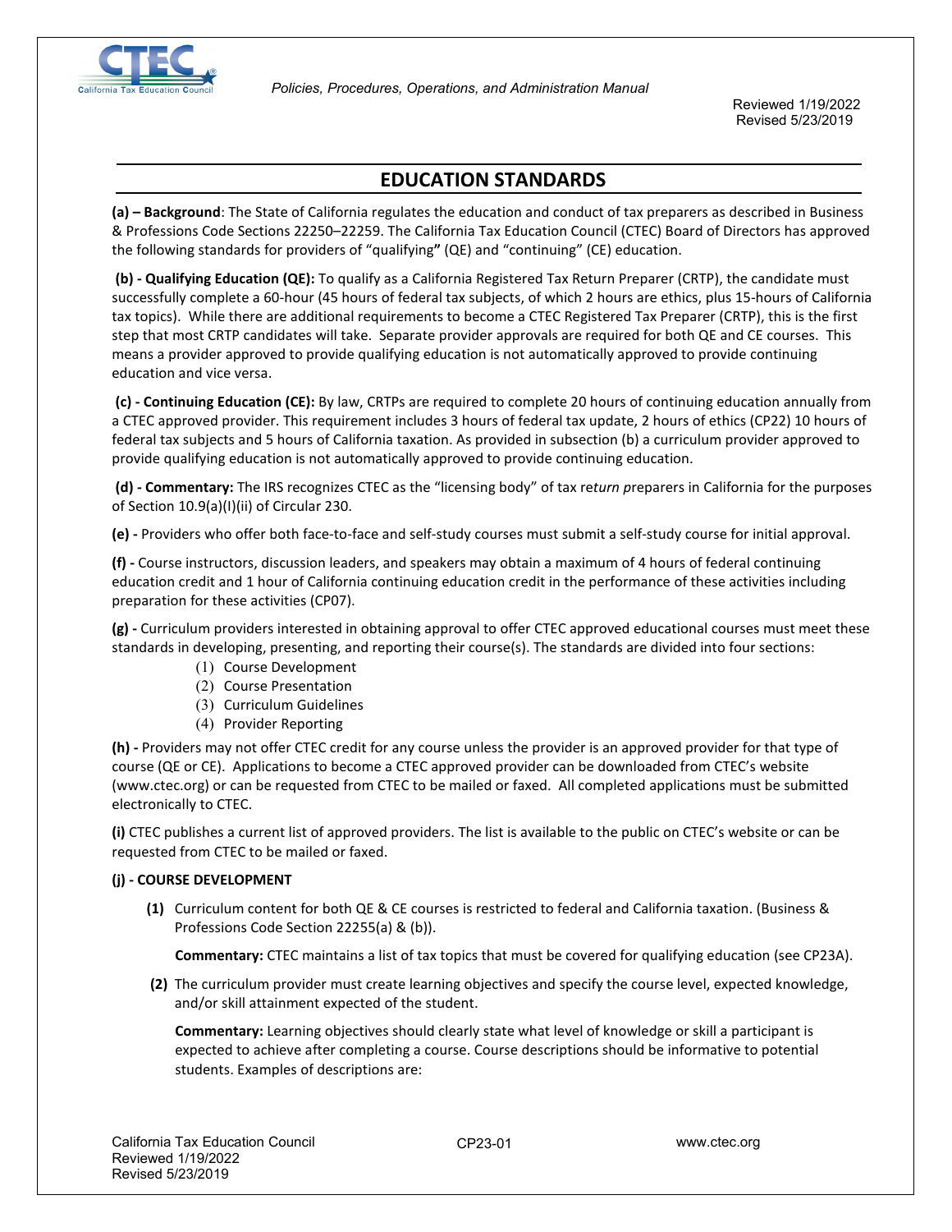# EDUCATION STANDARDS

**(a) – Background**: The State of California regulates the education and conduct of tax preparers as described in Business & Professions Code Sections 22250–22259. The California Tax Education Council (CTEC) Board of Directors has approved the following standards for providers of "qualifying**"** (QE) and "continuing" (CE) education.

**(b) - Qualifying Education (QE):** To qualify as a California Registered Tax Return Preparer (CRTP), the candidate must successfully complete a 60-hour (45 hours of federal tax subjects, of which 2 hours are ethics, plus 15-hours of California tax topics). While there are additional requirements to become a CTEC Registered Tax Preparer (CRTP), this is the first step that most CRTP candidates will take. Separate provider approvals are required for both QE and CE courses. This means a provider approved to provide qualifying education is not automatically approved to provide continuing education and vice versa.

**(c) - Continuing Education (CE):** By law, CRTPs are required to complete 20 hours of continuing education annually from a CTEC approved provider. This requirement includes 3 hours of federal tax update, 2 hours of ethics (CP22) 10 hours of federal tax subjects and 5 hours of California taxation. As provided in subsection (b) a curriculum provider approved to provide qualifying education is not automatically approved to provide continuing education.

**(d) - Commentary:** The IRS recognizes CTEC as the "licensing body" of tax re*turn p*reparers in California for the purposes of Section 10.9(a)(I)(ii) of Circular 230.

**(e) -** Providers who offer both face-to-face and self-study courses must submit a self-study course for initial approval.

**(f) -** Course instructors, discussion leaders, and speakers may obtain a maximum of 4 hours of federal continuing education credit and 1 hour of California continuing education credit in the performance of these activities including preparation for these activities (CP07).

**(g) -** Curriculum providers interested in obtaining approval to offer CTEC approved educational courses must meet these standards in developing, presenting, and reporting their course(s). The standards are divided into four sections:

1. Course Development
2. Course Presentation
3. Curriculum Guidelines
4. Provider Reporting

**(h) -** Providers may not offer CTEC credit for any course unless the provider is an approved provider for that type of course (QE or CE). Applications to become a CTEC approved provider can be downloaded from CTEC's website (www.ctec.org) or can be requested from CTEC to be mailed or faxed. All completed applications must be submitted electronically to CTEC.

**(i)** CTEC publishes a current list of approved providers. The list is available to the public on CTEC's website or can be requested from CTEC to be mailed or faxed.

**(j) - COURSE DEVELOPMENT**

**(1)** Curriculum content for both QE & CE courses is restricted to federal and California taxation. (Business & Professions Code Section 22255(a) & (b)).

**Commentary:** CTEC maintains a list of tax topics that must be covered for qualifying education (see CP23A).

**(2)** The curriculum provider must create learning objectives and specify the course level, expected knowledge, and/or skill attainment expected of the student.

**Commentary:** Learning objectives should clearly state what level of knowledge or skill a participant is expected to achieve after completing a course. Course descriptions should be informative to potential students. Examples of descriptions are: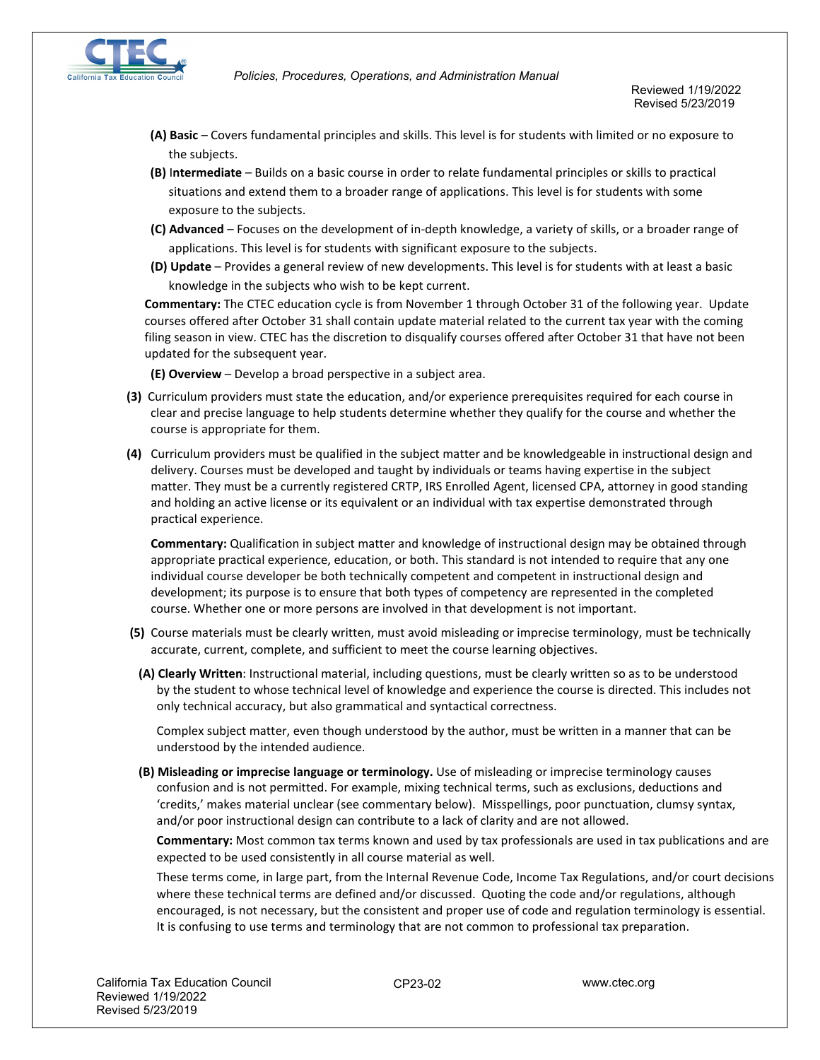**(A) Basic** – Covers fundamental principles and skills. This level is for students with limited or no exposure to the subjects.

**(B) Intermediate** – Builds on a basic course in order to relate fundamental principles or skills to practical situations and extend them to a broader range of applications. This level is for students with some exposure to the subjects.

**(C) Advanced** – Focuses on the development of in-depth knowledge, a variety of skills, or a broader range of applications. This level is for students with significant exposure to the subjects.

**(D) Update** – Provides a general review of new developments. This level is for students with at least a basic knowledge in the subjects who wish to be kept current.

**Commentary:** The CTEC education cycle is from November 1 through October 31 of the following year. Update courses offered after October 31 shall contain update material related to the current tax year with the coming filing season in view. CTEC has the discretion to disqualify courses offered after October 31 that have not been updated for the subsequent year.

**(E) Overview** – Develop a broad perspective in a subject area.

**(3)** Curriculum providers must state the education, and/or experience prerequisites required for each course in clear and precise language to help students determine whether they qualify for the course and whether the course is appropriate for them.

**(4)** Curriculum providers must be qualified in the subject matter and be knowledgeable in instructional design and delivery. Courses must be developed and taught by individuals or teams having expertise in the subject matter. They must be a currently registered CRTP, IRS Enrolled Agent, licensed CPA, attorney in good standing and holding an active license or its equivalent or an individual with tax expertise demonstrated through practical experience.

**Commentary:** Qualification in subject matter and knowledge of instructional design may be obtained through appropriate practical experience, education, or both. This standard is not intended to require that any one individual course developer be both technically competent and competent in instructional design and development; its purpose is to ensure that both types of competency are represented in the completed course. Whether one or more persons are involved in that development is not important.

**(5)** Course materials must be clearly written, must avoid misleading or imprecise terminology, must be technically accurate, current, complete, and sufficient to meet the course learning objectives.

**(A) Clearly Written**: Instructional material, including questions, must be clearly written so as to be understood by the student to whose technical level of knowledge and experience the course is directed. This includes not only technical accuracy, but also grammatical and syntactical correctness.

Complex subject matter, even though understood by the author, must be written in a manner that can be understood by the intended audience.

**(B) Misleading or imprecise language or terminology.** Use of misleading or imprecise terminology causes confusion and is not permitted. For example, mixing technical terms, such as exclusions, deductions and 'credits,' makes material unclear (see commentary below). Misspellings, poor punctuation, clumsy syntax, and/or poor instructional design can contribute to a lack of clarity and are not allowed.

**Commentary:** Most common tax terms known and used by tax professionals are used in tax publications and are expected to be used consistently in all course material as well.

These terms come, in large part, from the Internal Revenue Code, Income Tax Regulations, and/or court decisions where these technical terms are defined and/or discussed. Quoting the code and/or regulations, although encouraged, is not necessary, but the consistent and proper use of code and regulation terminology is essential. It is confusing to use terms and terminology that are not common to professional tax preparation.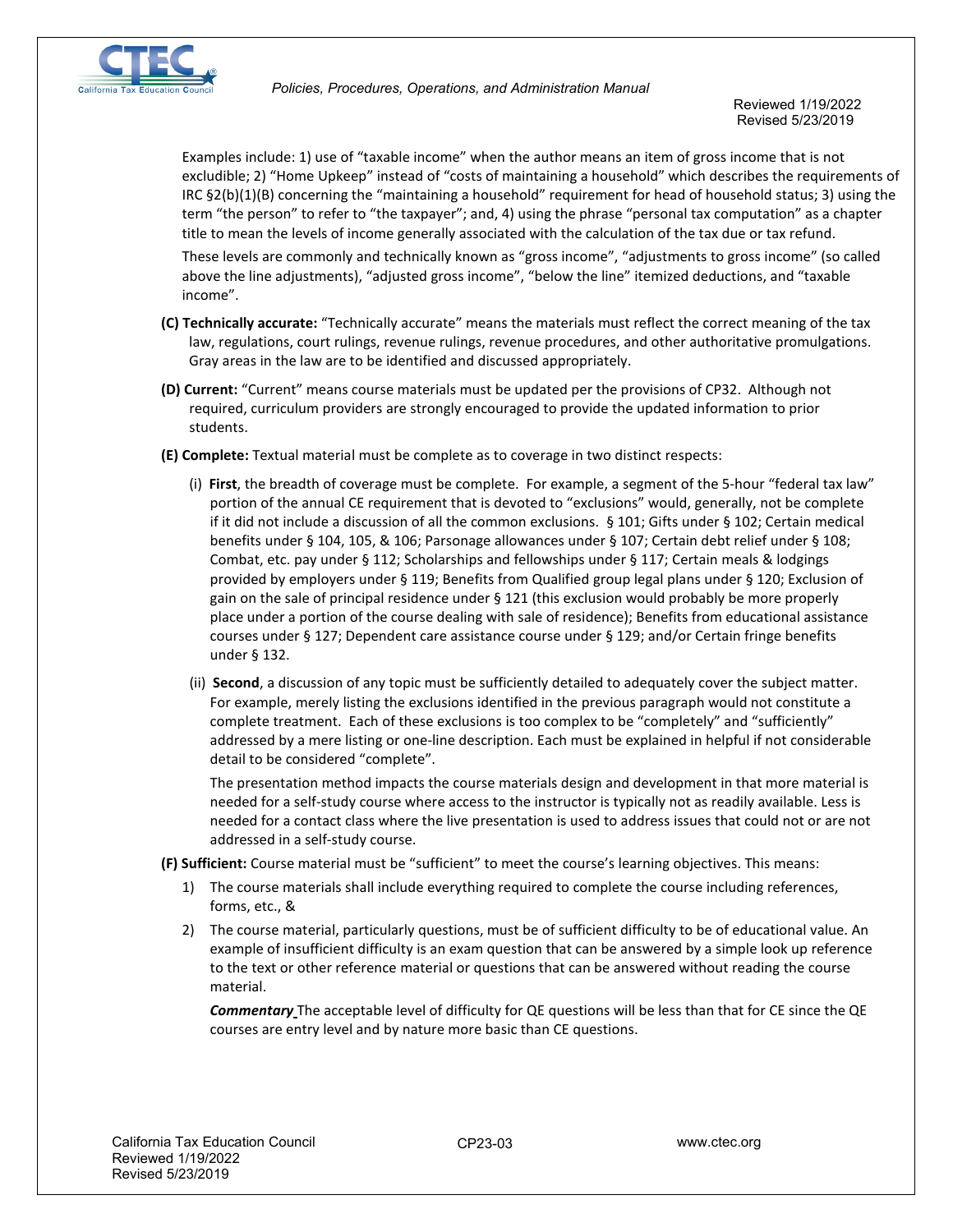Examples include: 1) use of "taxable income" when the author means an item of gross income that is not excludible; 2) "Home Upkeep" instead of "costs of maintaining a household" which describes the requirements of IRC §2(b)(1)(B) concerning the "maintaining a household" requirement for head of household status; 3) using the term "the person" to refer to "the taxpayer"; and, 4) using the phrase "personal tax computation" as a chapter title to mean the levels of income generally associated with the calculation of the tax due or tax refund.

These levels are commonly and technically known as "gross income", "adjustments to gross income" (so called above the line adjustments), "adjusted gross income", "below the line" itemized deductions, and "taxable income".

**(C) Technically accurate:** "Technically accurate" means the materials must reflect the correct meaning of the tax law, regulations, court rulings, revenue rulings, revenue procedures, and other authoritative promulgations. Gray areas in the law are to be identified and discussed appropriately.

**(D) Current:** "Current" means course materials must be updated per the provisions of CP32. Although not required, curriculum providers are strongly encouraged to provide the updated information to prior students.

**(E) Complete:** Textual material must be complete as to coverage in two distinct respects:

(i) **First**, the breadth of coverage must be complete. For example, a segment of the 5-hour "federal tax law" portion of the annual CE requirement that is devoted to "exclusions" would, generally, not be complete if it did not include a discussion of all the common exclusions. § 101; Gifts under § 102; Certain medical benefits under § 104, 105, & 106; Parsonage allowances under § 107; Certain debt relief under § 108; Combat, etc. pay under § 112; Scholarships and fellowships under § 117; Certain meals & lodgings provided by employers under § 119; Benefits from Qualified group legal plans under § 120; Exclusion of gain on the sale of principal residence under § 121 (this exclusion would probably be more properly place under a portion of the course dealing with sale of residence); Benefits from educational assistance courses under § 127; Dependent care assistance course under § 129; and/or Certain fringe benefits under § 132.

(ii) **Second**, a discussion of any topic must be sufficiently detailed to adequately cover the subject matter. For example, merely listing the exclusions identified in the previous paragraph would not constitute a complete treatment. Each of these exclusions is too complex to be "completely" and "sufficiently" addressed by a mere listing or one-line description. Each must be explained in helpful if not considerable detail to be considered "complete".

The presentation method impacts the course materials design and development in that more material is needed for a self-study course where access to the instructor is typically not as readily available. Less is needed for a contact class where the live presentation is used to address issues that could not or are not addressed in a self-study course.

**(F) Sufficient:** Course material must be "sufficient" to meet the course's learning objectives. This means:

1) The course materials shall include everything required to complete the course including references, forms, etc., &
2) The course material, particularly questions, must be of sufficient difficulty to be of educational value. An example of insufficient difficulty is an exam question that can be answered by a simple look up reference to the text or other reference material or questions that can be answered without reading the course material.

***Commentary*** The acceptable level of difficulty for QE questions will be less than that for CE since the QE courses are entry level and by nature more basic than CE questions.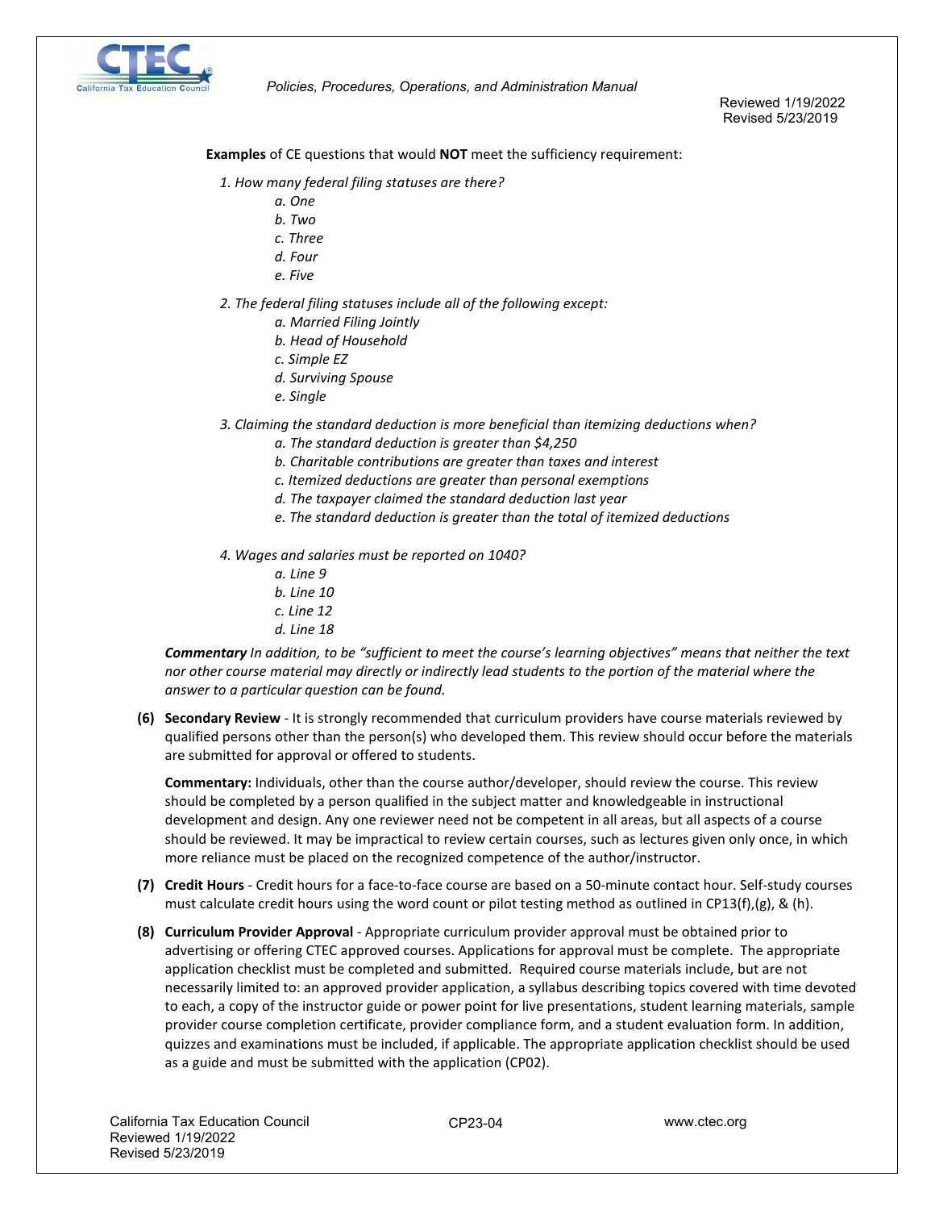**Examples** of CE questions that would **NOT** meet the sufficiency requirement:

*1. How many federal filing statuses are there?*

- *a. One*
- *b. Two*
- *c. Three*
- *d. Four*
- *e. Five*

*2. The federal filing statuses include all of the following except:*

- *a. Married Filing Jointly*
- *b. Head of Household*
- *c. Simple EZ*
- *d. Surviving Spouse*
- *e. Single*

*3. Claiming the standard deduction is more beneficial than itemizing deductions when?*

- *a. The standard deduction is greater than $4,250*
- *b. Charitable contributions are greater than taxes and interest*
- *c. Itemized deductions are greater than personal exemptions*
- *d. The taxpayer claimed the standard deduction last year*
- *e. The standard deduction is greater than the total of itemized deductions*

*4. Wages and salaries must be reported on 1040?*

- *a. Line 9*
- *b. Line 10*
- *c. Line 12*
- *d. Line 18*

***Commentary** In addition, to be "sufficient to meet the course's learning objectives" means that neither the text nor other course material may directly or indirectly lead students to the portion of the material where the answer to a particular question can be found.*

**(6) Secondary Review** - It is strongly recommended that curriculum providers have course materials reviewed by qualified persons other than the person(s) who developed them. This review should occur before the materials are submitted for approval or offered to students.

**Commentary:** Individuals, other than the course author/developer, should review the course. This review should be completed by a person qualified in the subject matter and knowledgeable in instructional development and design. Any one reviewer need not be competent in all areas, but all aspects of a course should be reviewed. It may be impractical to review certain courses, such as lectures given only once, in which more reliance must be placed on the recognized competence of the author/instructor.

**(7) Credit Hours** - Credit hours for a face-to-face course are based on a 50-minute contact hour. Self-study courses must calculate credit hours using the word count or pilot testing method as outlined in CP13(f),(g), & (h).

**(8) Curriculum Provider Approval** - Appropriate curriculum provider approval must be obtained prior to advertising or offering CTEC approved courses. Applications for approval must be complete. The appropriate application checklist must be completed and submitted. Required course materials include, but are not necessarily limited to: an approved provider application, a syllabus describing topics covered with time devoted to each, a copy of the instructor guide or power point for live presentations, student learning materials, sample provider course completion certificate, provider compliance form, and a student evaluation form. In addition, quizzes and examinations must be included, if applicable. The appropriate application checklist should be used as a guide and must be submitted with the application (CP02).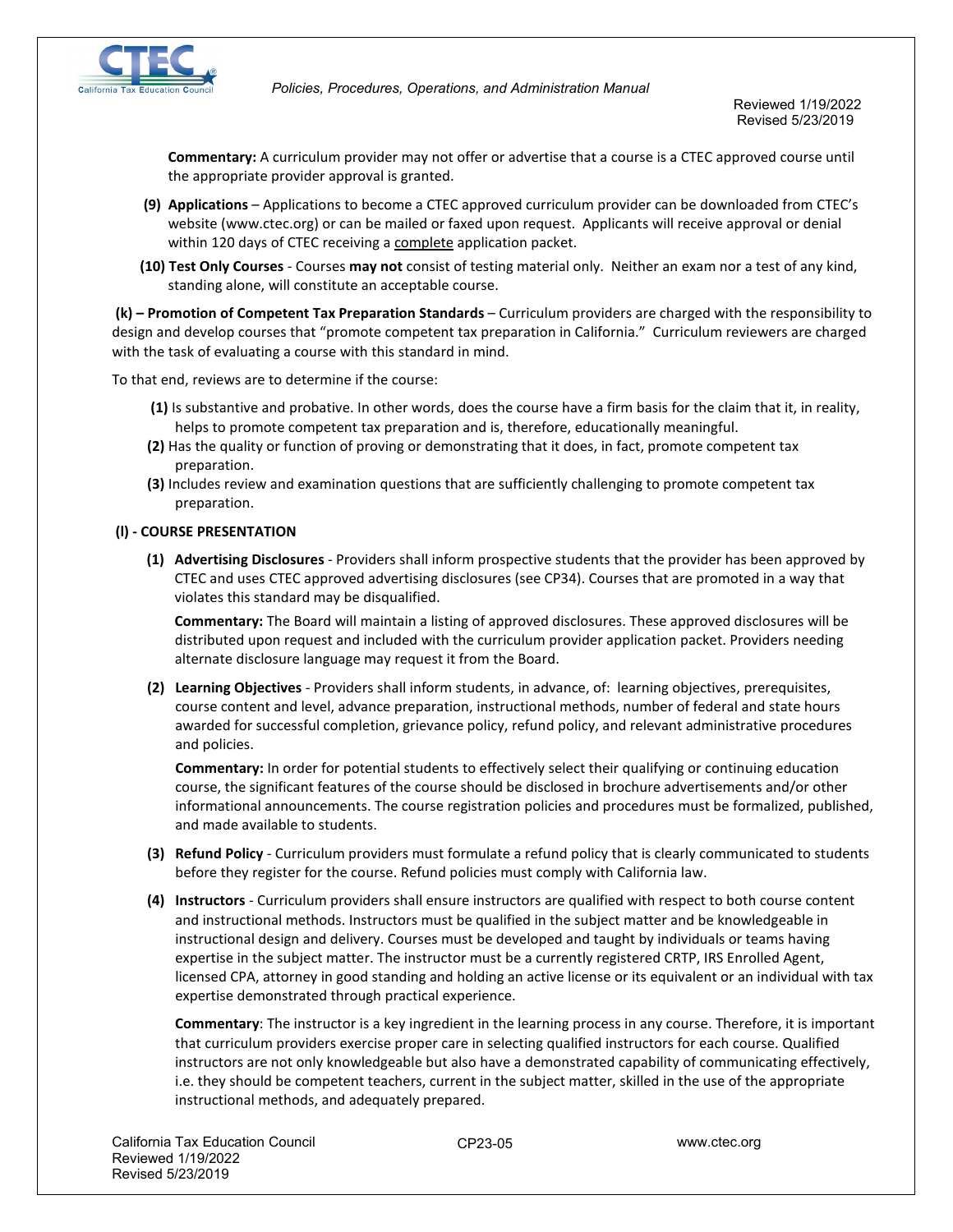**Commentary:** A curriculum provider may not offer or advertise that a course is a CTEC approved course until the appropriate provider approval is granted.

**(9) Applications** – Applications to become a CTEC approved curriculum provider can be downloaded from CTEC's website (www.ctec.org) or can be mailed or faxed upon request. Applicants will receive approval or denial within 120 days of CTEC receiving a complete application packet.

**(10) Test Only Courses** - Courses **may not** consist of testing material only. Neither an exam nor a test of any kind, standing alone, will constitute an acceptable course.

**(k) – Promotion of Competent Tax Preparation Standards** – Curriculum providers are charged with the responsibility to design and develop courses that "promote competent tax preparation in California." Curriculum reviewers are charged with the task of evaluating a course with this standard in mind.

To that end, reviews are to determine if the course:

**(1)** Is substantive and probative. In other words, does the course have a firm basis for the claim that it, in reality, helps to promote competent tax preparation and is, therefore, educationally meaningful.

**(2)** Has the quality or function of proving or demonstrating that it does, in fact, promote competent tax preparation.

**(3)** Includes review and examination questions that are sufficiently challenging to promote competent tax preparation.

**(l) - COURSE PRESENTATION**

**(1) Advertising Disclosures** - Providers shall inform prospective students that the provider has been approved by CTEC and uses CTEC approved advertising disclosures (see CP34). Courses that are promoted in a way that violates this standard may be disqualified.

**Commentary:** The Board will maintain a listing of approved disclosures. These approved disclosures will be distributed upon request and included with the curriculum provider application packet. Providers needing alternate disclosure language may request it from the Board.

**(2) Learning Objectives** - Providers shall inform students, in advance, of: learning objectives, prerequisites, course content and level, advance preparation, instructional methods, number of federal and state hours awarded for successful completion, grievance policy, refund policy, and relevant administrative procedures and policies.

**Commentary:** In order for potential students to effectively select their qualifying or continuing education course, the significant features of the course should be disclosed in brochure advertisements and/or other informational announcements. The course registration policies and procedures must be formalized, published, and made available to students.

**(3) Refund Policy** - Curriculum providers must formulate a refund policy that is clearly communicated to students before they register for the course. Refund policies must comply with California law.

**(4) Instructors** - Curriculum providers shall ensure instructors are qualified with respect to both course content and instructional methods. Instructors must be qualified in the subject matter and be knowledgeable in instructional design and delivery. Courses must be developed and taught by individuals or teams having expertise in the subject matter. The instructor must be a currently registered CRTP, IRS Enrolled Agent, licensed CPA, attorney in good standing and holding an active license or its equivalent or an individual with tax expertise demonstrated through practical experience.

**Commentary**: The instructor is a key ingredient in the learning process in any course. Therefore, it is important that curriculum providers exercise proper care in selecting qualified instructors for each course. Qualified instructors are not only knowledgeable but also have a demonstrated capability of communicating effectively, i.e. they should be competent teachers, current in the subject matter, skilled in the use of the appropriate instructional methods, and adequately prepared.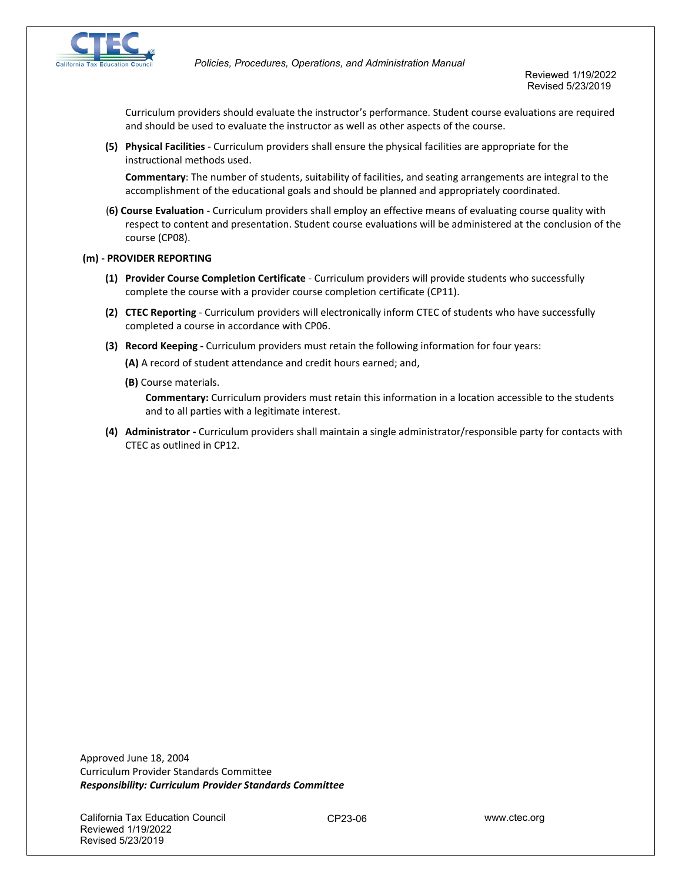Curriculum providers should evaluate the instructor's performance. Student course evaluations are required and should be used to evaluate the instructor as well as other aspects of the course.

**(5) Physical Facilities** - Curriculum providers shall ensure the physical facilities are appropriate for the instructional methods used.

**Commentary**: The number of students, suitability of facilities, and seating arrangements are integral to the accomplishment of the educational goals and should be planned and appropriately coordinated.

(**6) Course Evaluation** - Curriculum providers shall employ an effective means of evaluating course quality with respect to content and presentation. Student course evaluations will be administered at the conclusion of the course (CP08).

**(m) - PROVIDER REPORTING**

**(1) Provider Course Completion Certificate** - Curriculum providers will provide students who successfully complete the course with a provider course completion certificate (CP11).

**(2) CTEC Reporting** - Curriculum providers will electronically inform CTEC of students who have successfully completed a course in accordance with CP06.

**(3) Record Keeping -** Curriculum providers must retain the following information for four years:

**(A)** A record of student attendance and credit hours earned; and,

**(B)** Course materials.

**Commentary:** Curriculum providers must retain this information in a location accessible to the students and to all parties with a legitimate interest.

**(4) Administrator -** Curriculum providers shall maintain a single administrator/responsible party for contacts with CTEC as outlined in CP12.

Approved June 18, 2004
Curriculum Provider Standards Committee
***Responsibility: Curriculum Provider Standards Committee***